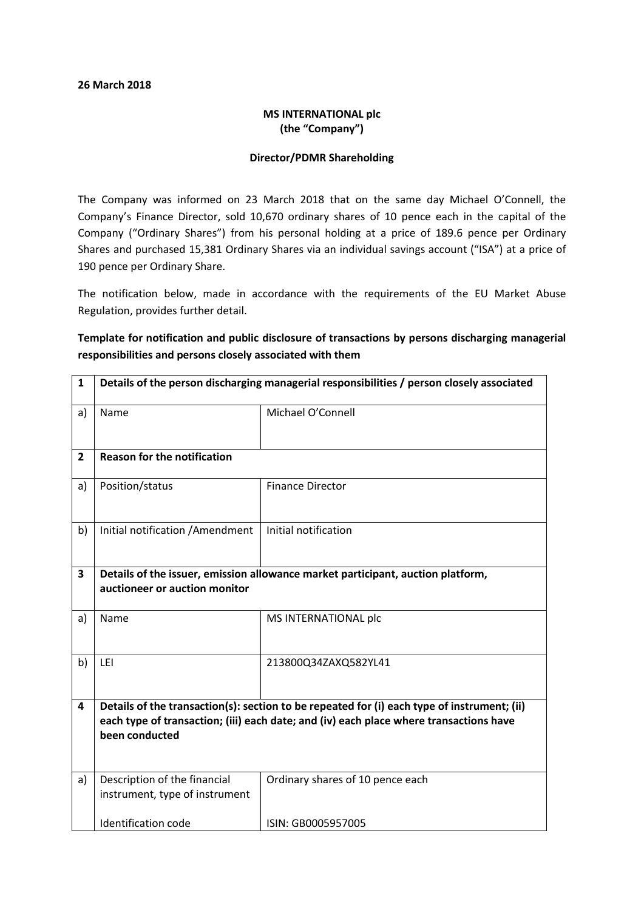**26 March 2018**

**MS INTERNATIONAL plc**
**(the "Company")**

**Director/PDMR Shareholding**

The Company was informed on 23 March 2018 that on the same day Michael O'Connell, the Company's Finance Director, sold 10,670 ordinary shares of 10 pence each in the capital of the Company ("Ordinary Shares") from his personal holding at a price of 189.6 pence per Ordinary Shares and purchased 15,381 Ordinary Shares via an individual savings account ("ISA") at a price of 190 pence per Ordinary Share.

The notification below, made in accordance with the requirements of the EU Market Abuse Regulation, provides further detail.

**Template for notification and public disclosure of transactions by persons discharging managerial responsibilities and persons closely associated with them**

| 1 | **Details of the person discharging managerial responsibilities / person closely associated** | |
|---|---|---|
| a) | Name | Michael O'Connell |
| **2** | **Reason for the notification** | |
| a) | Position/status | Finance Director |
| b) | Initial notification /Amendment | Initial notification |
| **3** | **Details of the issuer, emission allowance market participant, auction platform, auctioneer or auction monitor** | |
| a) | Name | MS INTERNATIONAL plc |
| b) | LEI | 213800Q34ZAXQ582YL41 |
| **4** | **Details of the transaction(s): section to be repeated for (i) each type of instrument; (ii) each type of transaction; (iii) each date; and (iv) each place where transactions have been conducted** | |
| a) | Description of the financial instrument, type of instrument<br><br>Identification code | Ordinary shares of 10 pence each<br><br>ISIN: GB0005957005 |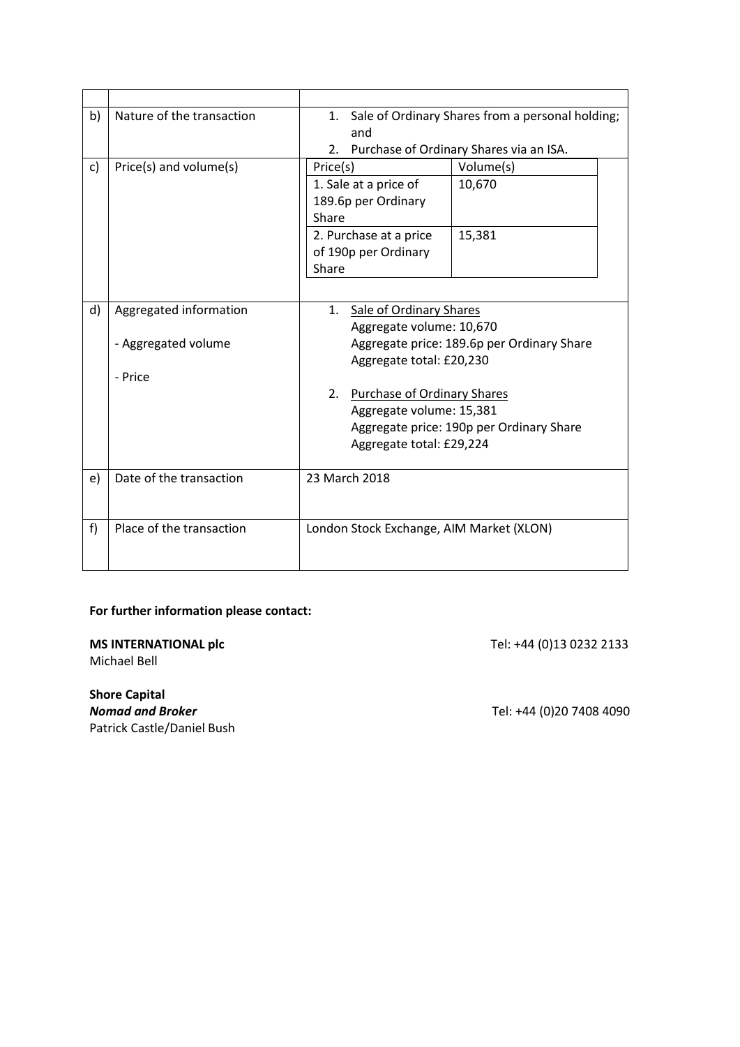| | | |
|---|---|---|
| | | |
| b) | Nature of the transaction | 1. Sale of Ordinary Shares from a personal holding; and<br>2. Purchase of Ordinary Shares via an ISA. |
| c) | Price(s) and volume(s) | Price(s) / Volume(s)<br>1. Sale at a price of 189.6p per Ordinary Share / 10,670<br>2. Purchase at a price of 190p per Ordinary Share / 15,381 |
| d) | Aggregated information<br><br>- Aggregated volume<br><br>- Price | 1. Sale of Ordinary Shares<br>Aggregate volume: 10,670<br>Aggregate price: 189.6p per Ordinary Share<br>Aggregate total: £20,230<br><br>2. Purchase of Ordinary Shares<br>Aggregate volume: 15,381<br>Aggregate price: 190p per Ordinary Share<br>Aggregate total: £29,224 |
| e) | Date of the transaction | 23 March 2018 |
| f) | Place of the transaction | London Stock Exchange, AIM Market (XLON) |

**For further information please contact:**

**MS INTERNATIONAL plc** Tel: +44 (0)13 0232 2133
Michael Bell

**Shore Capital**
***Nomad and Broker*** Tel: +44 (0)20 7408 4090
Patrick Castle/Daniel Bush